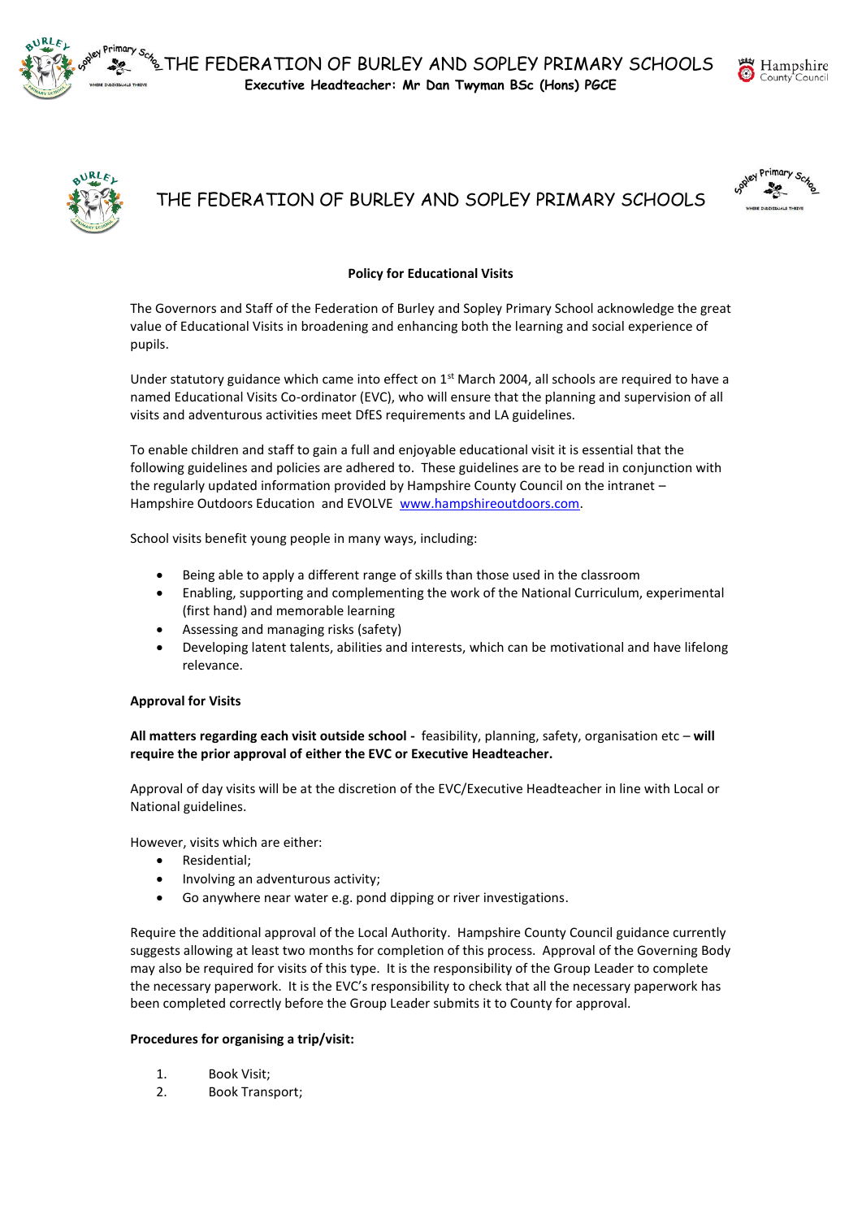# THE FEDERATION OF BURLEY AND SOPLEY PRIMARY SCHOOLS

**Executive Headteacher: Mr Dan Twyman BSc (Hons) PGCE**

# THE FEDERATION OF BURLEY AND SOPLEY PRIMARY SCHOOLS

## Policy for Educational Visits

The Governors and Staff of the Federation of Burley and Sopley Primary School acknowledge the great value of Educational Visits in broadening and enhancing both the learning and social experience of pupils.

Under statutory guidance which came into effect on 1st March 2004, all schools are required to have a named Educational Visits Co-ordinator (EVC), who will ensure that the planning and supervision of all visits and adventurous activities meet DfES requirements and LA guidelines.

To enable children and staff to gain a full and enjoyable educational visit it is essential that the following guidelines and policies are adhered to. These guidelines are to be read in conjunction with the regularly updated information provided by Hampshire County Council on the intranet – Hampshire Outdoors Education and EVOLVE www.hampshireoutdoors.com.

School visits benefit young people in many ways, including:

- Being able to apply a different range of skills than those used in the classroom
- Enabling, supporting and complementing the work of the National Curriculum, experimental (first hand) and memorable learning
- Assessing and managing risks (safety)
- Developing latent talents, abilities and interests, which can be motivational and have lifelong relevance.

### Approval for Visits

**All matters regarding each visit outside school -** feasibility, planning, safety, organisation etc – **will require the prior approval of either the EVC or Executive Headteacher.**

Approval of day visits will be at the discretion of the EVC/Executive Headteacher in line with Local or National guidelines.

However, visits which are either:

- Residential;
- Involving an adventurous activity;
- Go anywhere near water e.g. pond dipping or river investigations.

Require the additional approval of the Local Authority. Hampshire County Council guidance currently suggests allowing at least two months for completion of this process. Approval of the Governing Body may also be required for visits of this type. It is the responsibility of the Group Leader to complete the necessary paperwork. It is the EVC's responsibility to check that all the necessary paperwork has been completed correctly before the Group Leader submits it to County for approval.

### Procedures for organising a trip/visit:

1. Book Visit;
2. Book Transport;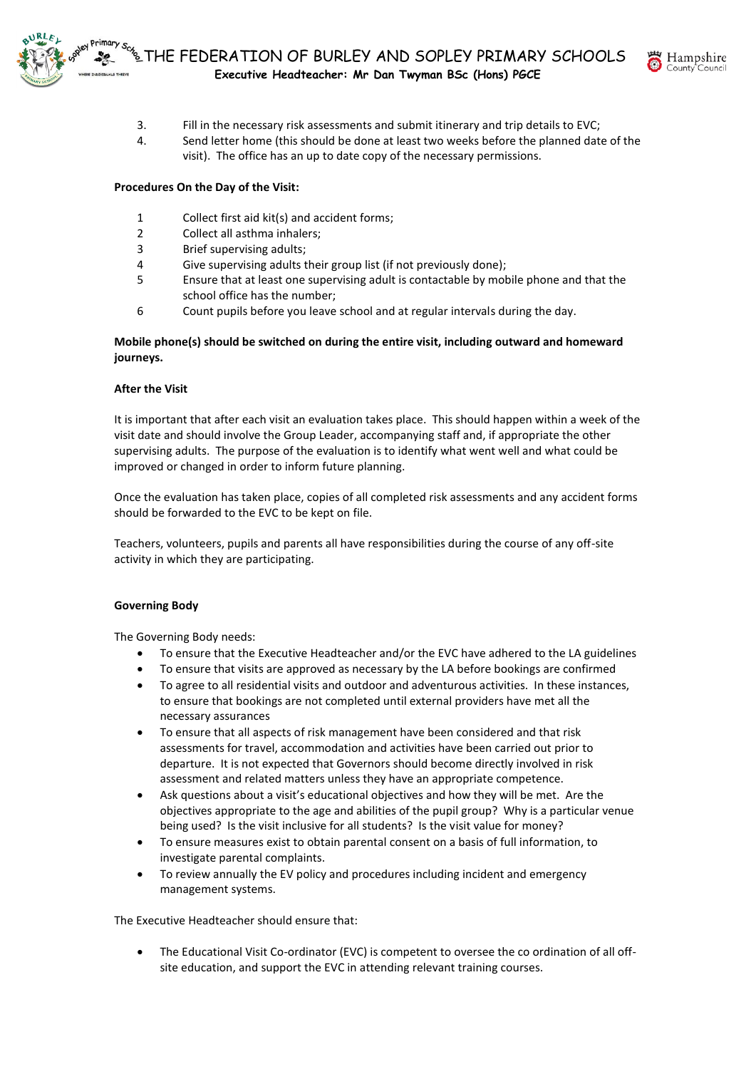3. Fill in the necessary risk assessments and submit itinerary and trip details to EVC;
4. Send letter home (this should be done at least two weeks before the planned date of the visit). The office has an up to date copy of the necessary permissions.

**Procedures On the Day of the Visit:**

1. Collect first aid kit(s) and accident forms;
2. Collect all asthma inhalers;
3. Brief supervising adults;
4. Give supervising adults their group list (if not previously done);
5. Ensure that at least one supervising adult is contactable by mobile phone and that the school office has the number;
6. Count pupils before you leave school and at regular intervals during the day.

**Mobile phone(s) should be switched on during the entire visit, including outward and homeward journeys.**

**After the Visit**

It is important that after each visit an evaluation takes place. This should happen within a week of the visit date and should involve the Group Leader, accompanying staff and, if appropriate the other supervising adults. The purpose of the evaluation is to identify what went well and what could be improved or changed in order to inform future planning.

Once the evaluation has taken place, copies of all completed risk assessments and any accident forms should be forwarded to the EVC to be kept on file.

Teachers, volunteers, pupils and parents all have responsibilities during the course of any off-site activity in which they are participating.

**Governing Body**

The Governing Body needs:

- To ensure that the Executive Headteacher and/or the EVC have adhered to the LA guidelines
- To ensure that visits are approved as necessary by the LA before bookings are confirmed
- To agree to all residential visits and outdoor and adventurous activities. In these instances, to ensure that bookings are not completed until external providers have met all the necessary assurances
- To ensure that all aspects of risk management have been considered and that risk assessments for travel, accommodation and activities have been carried out prior to departure. It is not expected that Governors should become directly involved in risk assessment and related matters unless they have an appropriate competence.
- Ask questions about a visit's educational objectives and how they will be met. Are the objectives appropriate to the age and abilities of the pupil group? Why is a particular venue being used? Is the visit inclusive for all students? Is the visit value for money?
- To ensure measures exist to obtain parental consent on a basis of full information, to investigate parental complaints.
- To review annually the EV policy and procedures including incident and emergency management systems.

The Executive Headteacher should ensure that:

- The Educational Visit Co-ordinator (EVC) is competent to oversee the co ordination of all off-site education, and support the EVC in attending relevant training courses.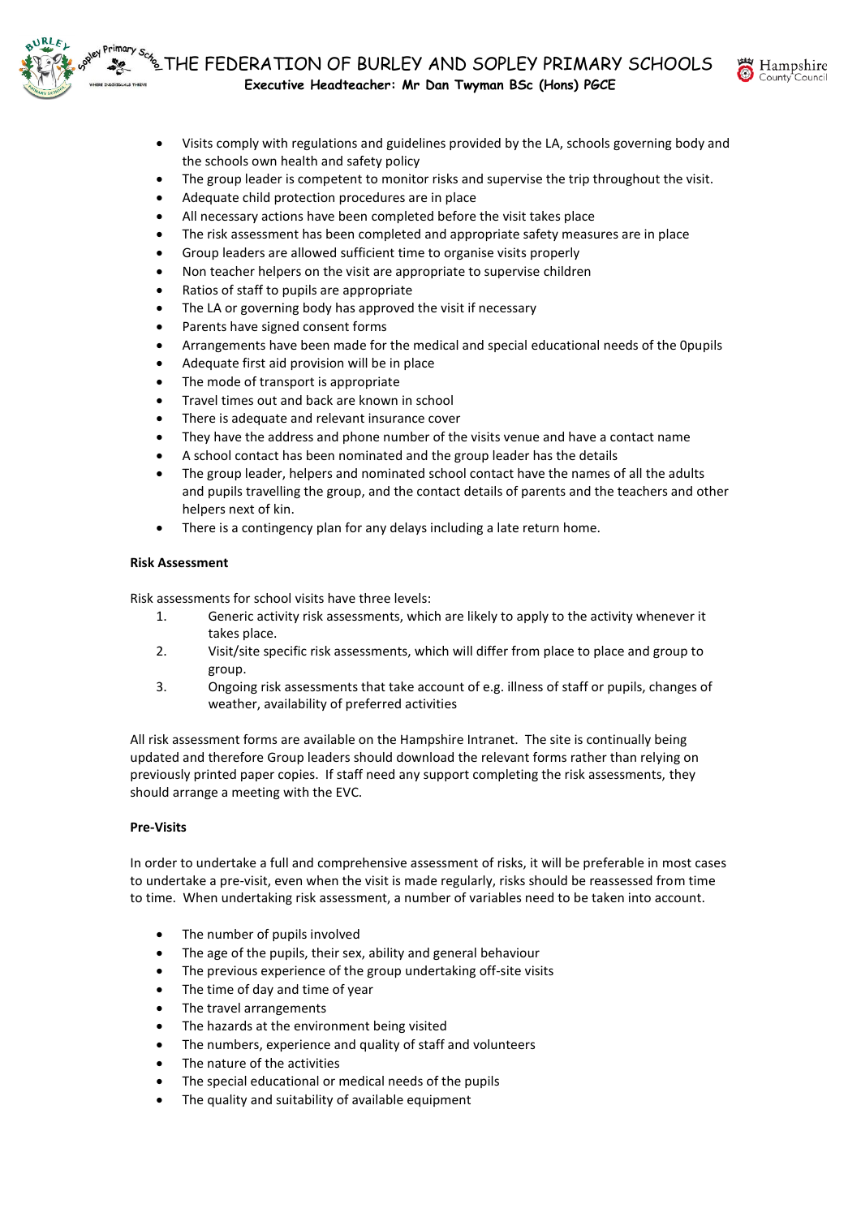- Visits comply with regulations and guidelines provided by the LA, schools governing body and the schools own health and safety policy
- The group leader is competent to monitor risks and supervise the trip throughout the visit.
- Adequate child protection procedures are in place
- All necessary actions have been completed before the visit takes place
- The risk assessment has been completed and appropriate safety measures are in place
- Group leaders are allowed sufficient time to organise visits properly
- Non teacher helpers on the visit are appropriate to supervise children
- Ratios of staff to pupils are appropriate
- The LA or governing body has approved the visit if necessary
- Parents have signed consent forms
- Arrangements have been made for the medical and special educational needs of the 0pupils
- Adequate first aid provision will be in place
- The mode of transport is appropriate
- Travel times out and back are known in school
- There is adequate and relevant insurance cover
- They have the address and phone number of the visits venue and have a contact name
- A school contact has been nominated and the group leader has the details
- The group leader, helpers and nominated school contact have the names of all the adults and pupils travelling the group, and the contact details of parents and the teachers and other helpers next of kin.
- There is a contingency plan for any delays including a late return home.

**Risk Assessment**

Risk assessments for school visits have three levels:

1. Generic activity risk assessments, which are likely to apply to the activity whenever it takes place.
2. Visit/site specific risk assessments, which will differ from place to place and group to group.
3. Ongoing risk assessments that take account of e.g. illness of staff or pupils, changes of weather, availability of preferred activities

All risk assessment forms are available on the Hampshire Intranet. The site is continually being updated and therefore Group leaders should download the relevant forms rather than relying on previously printed paper copies. If staff need any support completing the risk assessments, they should arrange a meeting with the EVC.

**Pre-Visits**

In order to undertake a full and comprehensive assessment of risks, it will be preferable in most cases to undertake a pre-visit, even when the visit is made regularly, risks should be reassessed from time to time. When undertaking risk assessment, a number of variables need to be taken into account.

- The number of pupils involved
- The age of the pupils, their sex, ability and general behaviour
- The previous experience of the group undertaking off-site visits
- The time of day and time of year
- The travel arrangements
- The hazards at the environment being visited
- The numbers, experience and quality of staff and volunteers
- The nature of the activities
- The special educational or medical needs of the pupils
- The quality and suitability of available equipment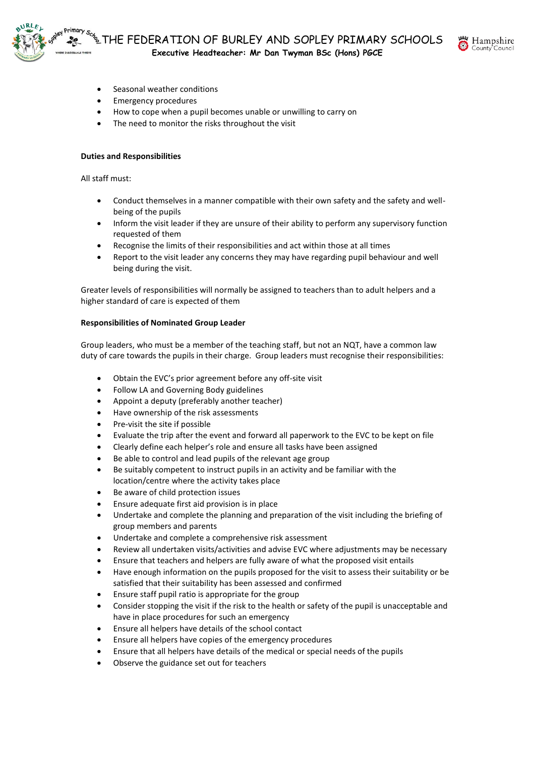- Seasonal weather conditions
- Emergency procedures
- How to cope when a pupil becomes unable or unwilling to carry on
- The need to monitor the risks throughout the visit

**Duties and Responsibilities**

All staff must:

- Conduct themselves in a manner compatible with their own safety and the safety and well-being of the pupils
- Inform the visit leader if they are unsure of their ability to perform any supervisory function requested of them
- Recognise the limits of their responsibilities and act within those at all times
- Report to the visit leader any concerns they may have regarding pupil behaviour and well being during the visit.

Greater levels of responsibilities will normally be assigned to teachers than to adult helpers and a higher standard of care is expected of them

**Responsibilities of Nominated Group Leader**

Group leaders, who must be a member of the teaching staff, but not an NQT, have a common law duty of care towards the pupils in their charge. Group leaders must recognise their responsibilities:

- Obtain the EVC's prior agreement before any off-site visit
- Follow LA and Governing Body guidelines
- Appoint a deputy (preferably another teacher)
- Have ownership of the risk assessments
- Pre-visit the site if possible
- Evaluate the trip after the event and forward all paperwork to the EVC to be kept on file
- Clearly define each helper's role and ensure all tasks have been assigned
- Be able to control and lead pupils of the relevant age group
- Be suitably competent to instruct pupils in an activity and be familiar with the location/centre where the activity takes place
- Be aware of child protection issues
- Ensure adequate first aid provision is in place
- Undertake and complete the planning and preparation of the visit including the briefing of group members and parents
- Undertake and complete a comprehensive risk assessment
- Review all undertaken visits/activities and advise EVC where adjustments may be necessary
- Ensure that teachers and helpers are fully aware of what the proposed visit entails
- Have enough information on the pupils proposed for the visit to assess their suitability or be satisfied that their suitability has been assessed and confirmed
- Ensure staff pupil ratio is appropriate for the group
- Consider stopping the visit if the risk to the health or safety of the pupil is unacceptable and have in place procedures for such an emergency
- Ensure all helpers have details of the school contact
- Ensure all helpers have copies of the emergency procedures
- Ensure that all helpers have details of the medical or special needs of the pupils
- Observe the guidance set out for teachers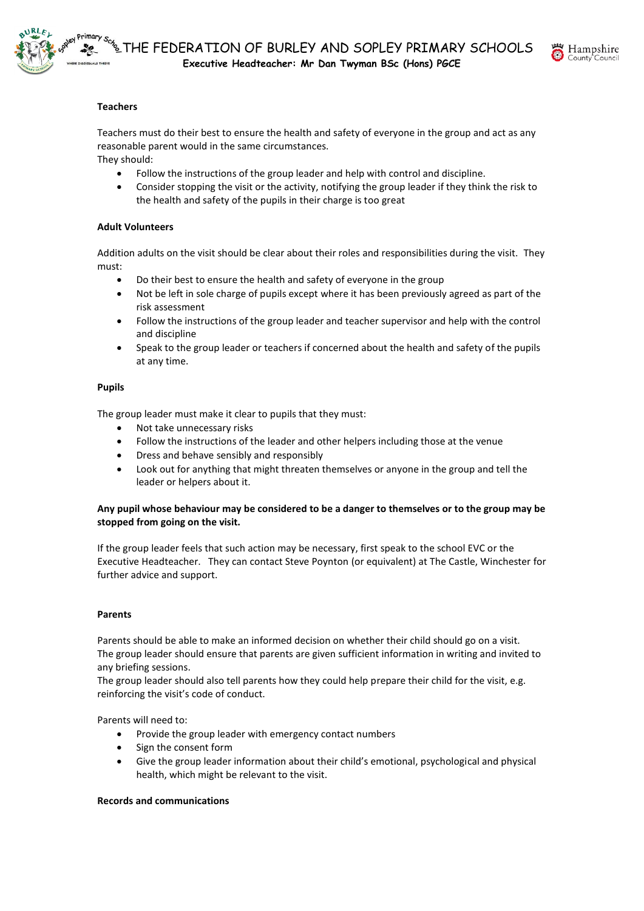**Teachers**

Teachers must do their best to ensure the health and safety of everyone in the group and act as any reasonable parent would in the same circumstances.
They should:

- Follow the instructions of the group leader and help with control and discipline.
- Consider stopping the visit or the activity, notifying the group leader if they think the risk to the health and safety of the pupils in their charge is too great

**Adult Volunteers**

Addition adults on the visit should be clear about their roles and responsibilities during the visit. They must:

- Do their best to ensure the health and safety of everyone in the group
- Not be left in sole charge of pupils except where it has been previously agreed as part of the risk assessment
- Follow the instructions of the group leader and teacher supervisor and help with the control and discipline
- Speak to the group leader or teachers if concerned about the health and safety of the pupils at any time.

**Pupils**

The group leader must make it clear to pupils that they must:

- Not take unnecessary risks
- Follow the instructions of the leader and other helpers including those at the venue
- Dress and behave sensibly and responsibly
- Look out for anything that might threaten themselves or anyone in the group and tell the leader or helpers about it.

**Any pupil whose behaviour may be considered to be a danger to themselves or to the group may be stopped from going on the visit.**

If the group leader feels that such action may be necessary, first speak to the school EVC or the Executive Headteacher. They can contact Steve Poynton (or equivalent) at The Castle, Winchester for further advice and support.

**Parents**

Parents should be able to make an informed decision on whether their child should go on a visit.
The group leader should ensure that parents are given sufficient information in writing and invited to any briefing sessions.
The group leader should also tell parents how they could help prepare their child for the visit, e.g. reinforcing the visit's code of conduct.

Parents will need to:

- Provide the group leader with emergency contact numbers
- Sign the consent form
- Give the group leader information about their child's emotional, psychological and physical health, which might be relevant to the visit.

**Records and communications**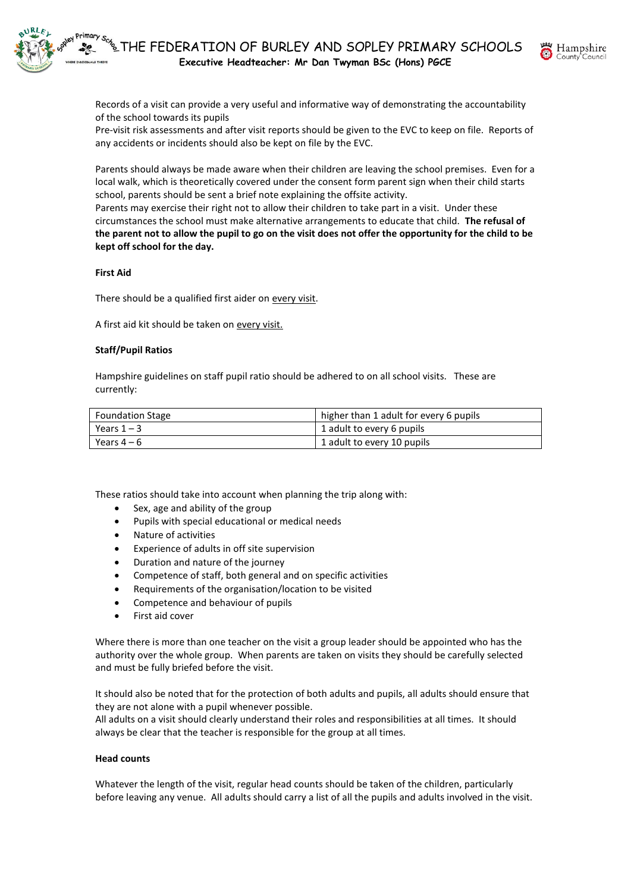Records of a visit can provide a very useful and informative way of demonstrating the accountability of the school towards its pupils
Pre-visit risk assessments and after visit reports should be given to the EVC to keep on file. Reports of any accidents or incidents should also be kept on file by the EVC.

Parents should always be made aware when their children are leaving the school premises. Even for a local walk, which is theoretically covered under the consent form parent sign when their child starts school, parents should be sent a brief note explaining the offsite activity.
Parents may exercise their right not to allow their children to take part in a visit. Under these circumstances the school must make alternative arrangements to educate that child. **The refusal of the parent not to allow the pupil to go on the visit does not offer the opportunity for the child to be kept off school for the day.**

**First Aid**

There should be a qualified first aider on <u>every visit</u>.

A first aid kit should be taken on <u>every visit.</u>

**Staff/Pupil Ratios**

Hampshire guidelines on staff pupil ratio should be adhered to on all school visits. These are currently:

| Foundation Stage | higher than 1 adult for every 6 pupils |
|---|---|
| Years 1 – 3 | 1 adult to every 6 pupils |
| Years 4 – 6 | 1 adult to every 10 pupils |

These ratios should take into account when planning the trip along with:

- Sex, age and ability of the group
- Pupils with special educational or medical needs
- Nature of activities
- Experience of adults in off site supervision
- Duration and nature of the journey
- Competence of staff, both general and on specific activities
- Requirements of the organisation/location to be visited
- Competence and behaviour of pupils
- First aid cover

Where there is more than one teacher on the visit a group leader should be appointed who has the authority over the whole group. When parents are taken on visits they should be carefully selected and must be fully briefed before the visit.

It should also be noted that for the protection of both adults and pupils, all adults should ensure that they are not alone with a pupil whenever possible.
All adults on a visit should clearly understand their roles and responsibilities at all times. It should always be clear that the teacher is responsible for the group at all times.

**Head counts**

Whatever the length of the visit, regular head counts should be taken of the children, particularly before leaving any venue. All adults should carry a list of all the pupils and adults involved in the visit.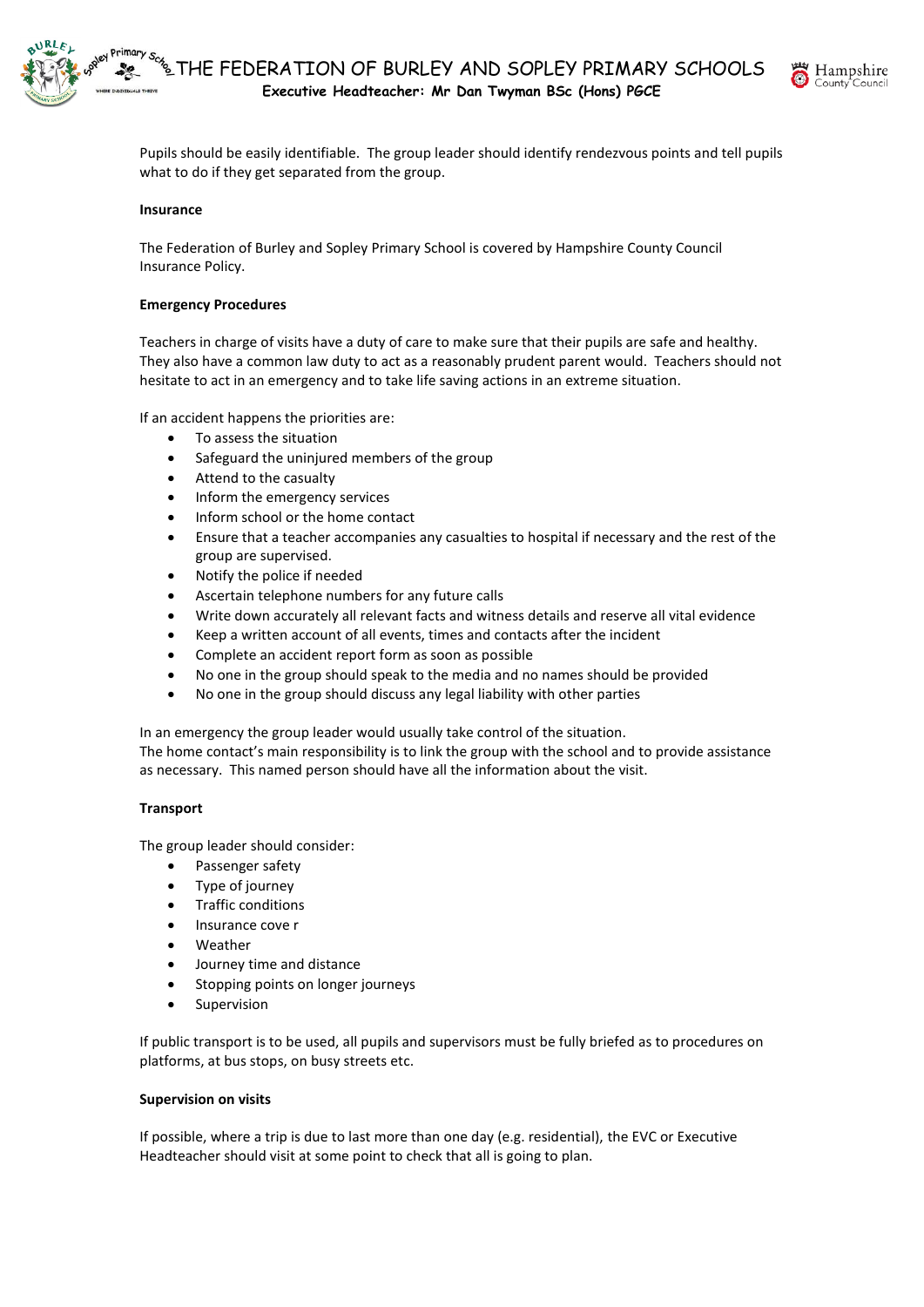Pupils should be easily identifiable. The group leader should identify rendezvous points and tell pupils what to do if they get separated from the group.

**Insurance**

The Federation of Burley and Sopley Primary School is covered by Hampshire County Council Insurance Policy.

**Emergency Procedures**

Teachers in charge of visits have a duty of care to make sure that their pupils are safe and healthy. They also have a common law duty to act as a reasonably prudent parent would. Teachers should not hesitate to act in an emergency and to take life saving actions in an extreme situation.

If an accident happens the priorities are:

- To assess the situation
- Safeguard the uninjured members of the group
- Attend to the casualty
- Inform the emergency services
- Inform school or the home contact
- Ensure that a teacher accompanies any casualties to hospital if necessary and the rest of the group are supervised.
- Notify the police if needed
- Ascertain telephone numbers for any future calls
- Write down accurately all relevant facts and witness details and reserve all vital evidence
- Keep a written account of all events, times and contacts after the incident
- Complete an accident report form as soon as possible
- No one in the group should speak to the media and no names should be provided
- No one in the group should discuss any legal liability with other parties

In an emergency the group leader would usually take control of the situation.
The home contact's main responsibility is to link the group with the school and to provide assistance as necessary. This named person should have all the information about the visit.

**Transport**

The group leader should consider:

- Passenger safety
- Type of journey
- Traffic conditions
- Insurance cove r
- Weather
- Journey time and distance
- Stopping points on longer journeys
- Supervision

If public transport is to be used, all pupils and supervisors must be fully briefed as to procedures on platforms, at bus stops, on busy streets etc.

**Supervision on visits**

If possible, where a trip is due to last more than one day (e.g. residential), the EVC or Executive Headteacher should visit at some point to check that all is going to plan.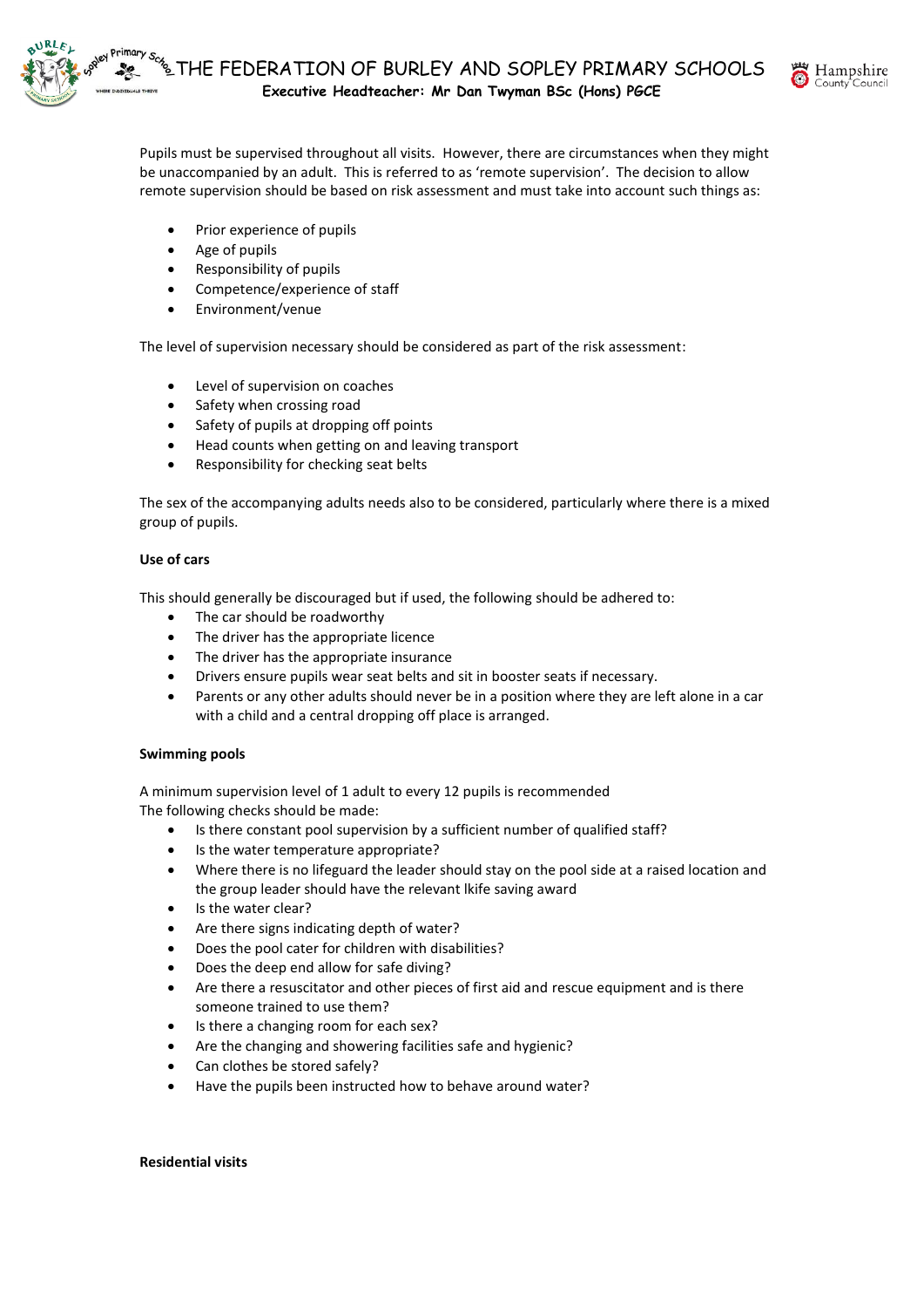Pupils must be supervised throughout all visits. However, there are circumstances when they might be unaccompanied by an adult. This is referred to as 'remote supervision'. The decision to allow remote supervision should be based on risk assessment and must take into account such things as:

- Prior experience of pupils
- Age of pupils
- Responsibility of pupils
- Competence/experience of staff
- Environment/venue

The level of supervision necessary should be considered as part of the risk assessment:

- Level of supervision on coaches
- Safety when crossing road
- Safety of pupils at dropping off points
- Head counts when getting on and leaving transport
- Responsibility for checking seat belts

The sex of the accompanying adults needs also to be considered, particularly where there is a mixed group of pupils.

**Use of cars**

This should generally be discouraged but if used, the following should be adhered to:

- The car should be roadworthy
- The driver has the appropriate licence
- The driver has the appropriate insurance
- Drivers ensure pupils wear seat belts and sit in booster seats if necessary.
- Parents or any other adults should never be in a position where they are left alone in a car with a child and a central dropping off place is arranged.

**Swimming pools**

A minimum supervision level of 1 adult to every 12 pupils is recommended
The following checks should be made:

- Is there constant pool supervision by a sufficient number of qualified staff?
- Is the water temperature appropriate?
- Where there is no lifeguard the leader should stay on the pool side at a raised location and the group leader should have the relevant lkife saving award
- Is the water clear?
- Are there signs indicating depth of water?
- Does the pool cater for children with disabilities?
- Does the deep end allow for safe diving?
- Are there a resuscitator and other pieces of first aid and rescue equipment and is there someone trained to use them?
- Is there a changing room for each sex?
- Are the changing and showering facilities safe and hygienic?
- Can clothes be stored safely?
- Have the pupils been instructed how to behave around water?

**Residential visits**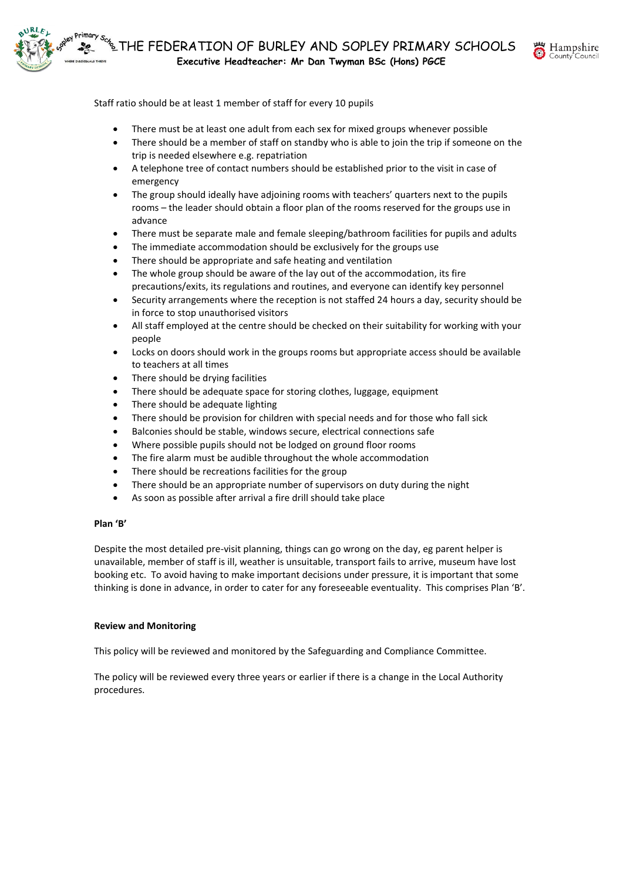Staff ratio should be at least 1 member of staff for every 10 pupils

- There must be at least one adult from each sex for mixed groups whenever possible
- There should be a member of staff on standby who is able to join the trip if someone on the trip is needed elsewhere e.g. repatriation
- A telephone tree of contact numbers should be established prior to the visit in case of emergency
- The group should ideally have adjoining rooms with teachers' quarters next to the pupils rooms – the leader should obtain a floor plan of the rooms reserved for the groups use in advance
- There must be separate male and female sleeping/bathroom facilities for pupils and adults
- The immediate accommodation should be exclusively for the groups use
- There should be appropriate and safe heating and ventilation
- The whole group should be aware of the lay out of the accommodation, its fire precautions/exits, its regulations and routines, and everyone can identify key personnel
- Security arrangements where the reception is not staffed 24 hours a day, security should be in force to stop unauthorised visitors
- All staff employed at the centre should be checked on their suitability for working with your people
- Locks on doors should work in the groups rooms but appropriate access should be available to teachers at all times
- There should be drying facilities
- There should be adequate space for storing clothes, luggage, equipment
- There should be adequate lighting
- There should be provision for children with special needs and for those who fall sick
- Balconies should be stable, windows secure, electrical connections safe
- Where possible pupils should not be lodged on ground floor rooms
- The fire alarm must be audible throughout the whole accommodation
- There should be recreations facilities for the group
- There should be an appropriate number of supervisors on duty during the night
- As soon as possible after arrival a fire drill should take place

**Plan 'B'**

Despite the most detailed pre-visit planning, things can go wrong on the day, eg parent helper is unavailable, member of staff is ill, weather is unsuitable, transport fails to arrive, museum have lost booking etc. To avoid having to make important decisions under pressure, it is important that some thinking is done in advance, in order to cater for any foreseeable eventuality. This comprises Plan 'B'.

**Review and Monitoring**

This policy will be reviewed and monitored by the Safeguarding and Compliance Committee.

The policy will be reviewed every three years or earlier if there is a change in the Local Authority procedures.